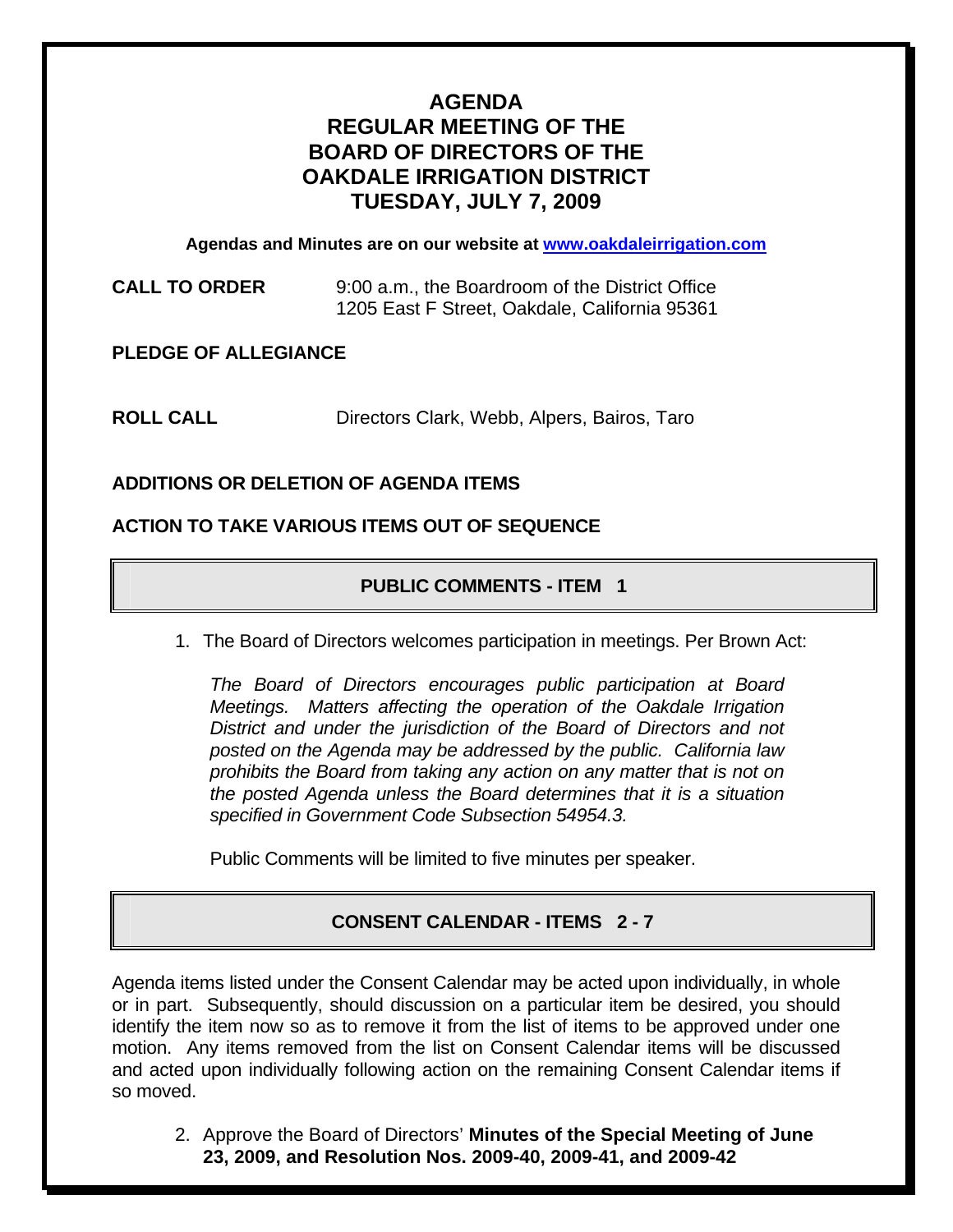# AGENDA
# REGULAR MEETING OF THE BOARD OF DIRECTORS OF THE OAKDALE IRRIGATION DISTRICT
# TUESDAY, JULY 7, 2009

**Agendas and Minutes are on our website at [www.oakdaleirrigation.com](http://www.oakdaleirrigation.com)**

**CALL TO ORDER** 9:00 a.m., the Boardroom of the District Office
1205 East F Street, Oakdale, California 95361

**PLEDGE OF ALLEGIANCE**

**ROLL CALL** Directors Clark, Webb, Alpers, Bairos, Taro

**ADDITIONS OR DELETION OF AGENDA ITEMS**

**ACTION TO TAKE VARIOUS ITEMS OUT OF SEQUENCE**

## PUBLIC COMMENTS - ITEM 1

1. The Board of Directors welcomes participation in meetings. Per Brown Act:

   *The Board of Directors encourages public participation at Board Meetings. Matters affecting the operation of the Oakdale Irrigation District and under the jurisdiction of the Board of Directors and not posted on the Agenda may be addressed by the public. California law prohibits the Board from taking any action on any matter that is not on the posted Agenda unless the Board determines that it is a situation specified in Government Code Subsection 54954.3.*

   Public Comments will be limited to five minutes per speaker.

## CONSENT CALENDAR - ITEMS 2 - 7

Agenda items listed under the Consent Calendar may be acted upon individually, in whole or in part. Subsequently, should discussion on a particular item be desired, you should identify the item now so as to remove it from the list of items to be approved under one motion. Any items removed from the list on Consent Calendar items will be discussed and acted upon individually following action on the remaining Consent Calendar items if so moved.

2. Approve the Board of Directors' **Minutes of the Special Meeting of June 23, 2009, and Resolution Nos. 2009-40, 2009-41, and 2009-42**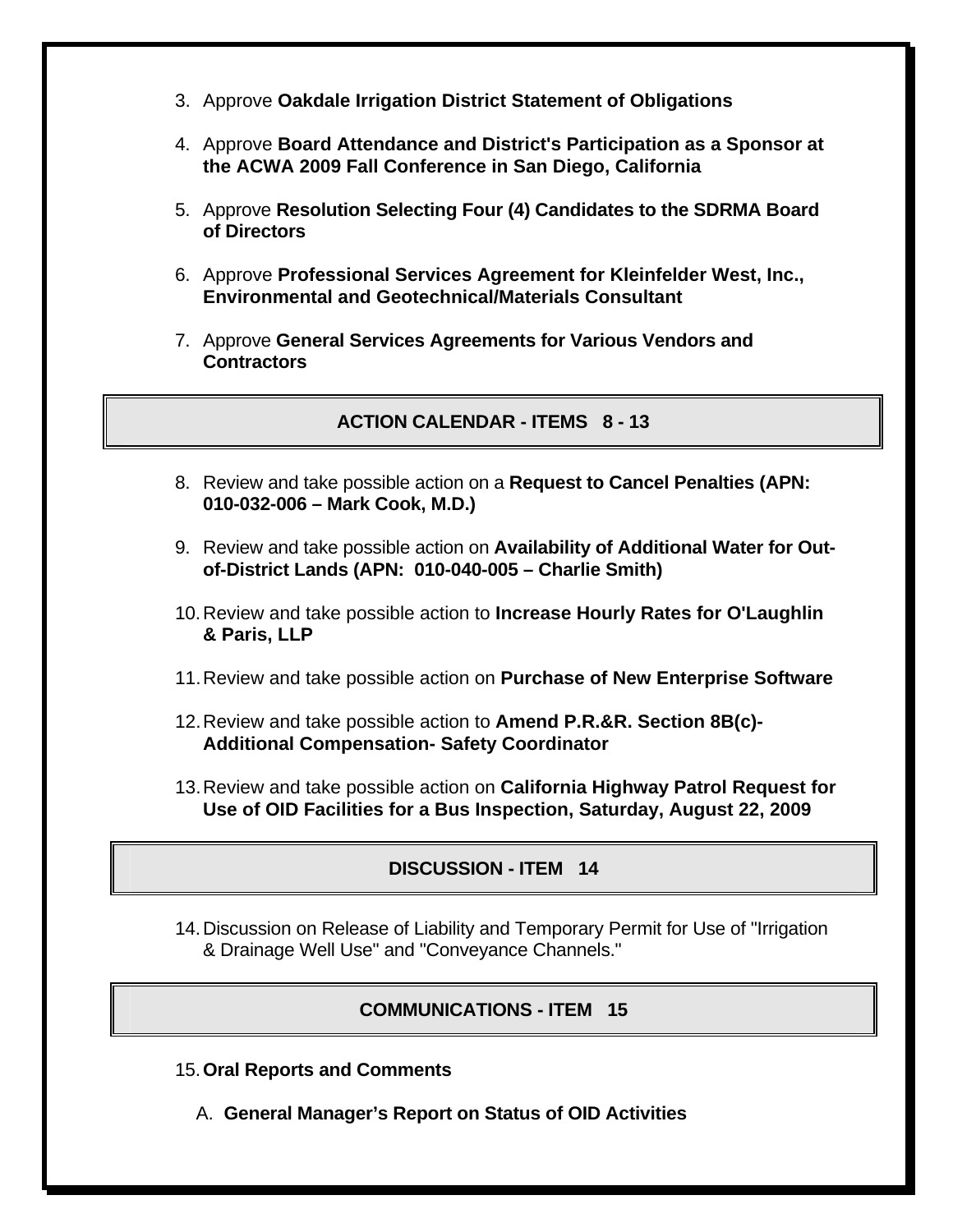3. Approve **Oakdale Irrigation District Statement of Obligations**

4. Approve **Board Attendance and District's Participation as a Sponsor at the ACWA 2009 Fall Conference in San Diego, California**

5. Approve **Resolution Selecting Four (4) Candidates to the SDRMA Board of Directors**

6. Approve **Professional Services Agreement for Kleinfelder West, Inc., Environmental and Geotechnical/Materials Consultant**

7. Approve **General Services Agreements for Various Vendors and Contractors**

## ACTION CALENDAR - ITEMS 8 - 13

8. Review and take possible action on a **Request to Cancel Penalties (APN: 010-032-006 – Mark Cook, M.D.)**

9. Review and take possible action on **Availability of Additional Water for Out-of-District Lands (APN: 010-040-005 – Charlie Smith)**

10. Review and take possible action to **Increase Hourly Rates for O'Laughlin & Paris, LLP**

11. Review and take possible action on **Purchase of New Enterprise Software**

12. Review and take possible action to **Amend P.R.&R. Section 8B(c)- Additional Compensation- Safety Coordinator**

13. Review and take possible action on **California Highway Patrol Request for Use of OID Facilities for a Bus Inspection, Saturday, August 22, 2009**

## DISCUSSION - ITEM 14

14. Discussion on Release of Liability and Temporary Permit for Use of "Irrigation & Drainage Well Use" and "Conveyance Channels."

## COMMUNICATIONS - ITEM 15

15. **Oral Reports and Comments**

    A. **General Manager's Report on Status of OID Activities**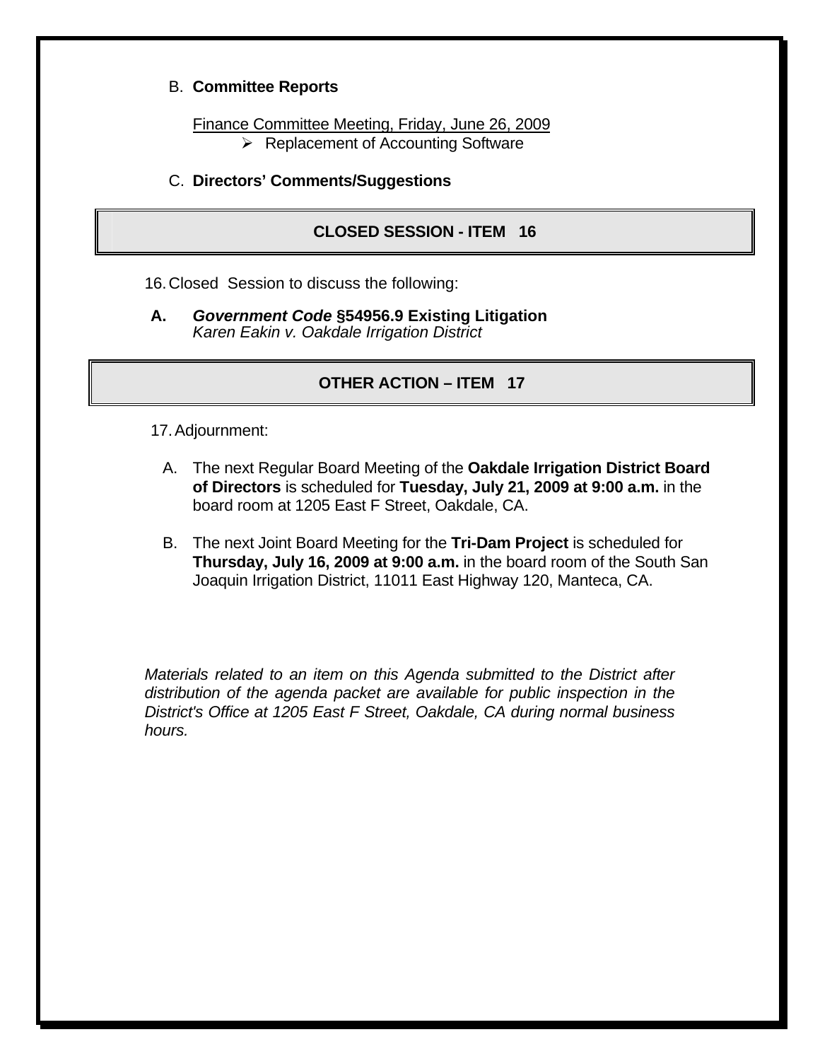B. **Committee Reports**

Finance Committee Meeting, Friday, June 26, 2009

- Replacement of Accounting Software

C. **Directors' Comments/Suggestions**

## CLOSED SESSION - ITEM 16

16. Closed Session to discuss the following:

**A.** ***Government Code* §54956.9 Existing Litigation**
*Karen Eakin v. Oakdale Irrigation District*

## OTHER ACTION – ITEM 17

17. Adjournment:

A. The next Regular Board Meeting of the **Oakdale Irrigation District Board of Directors** is scheduled for **Tuesday, July 21, 2009 at 9:00 a.m.** in the board room at 1205 East F Street, Oakdale, CA.

B. The next Joint Board Meeting for the **Tri-Dam Project** is scheduled for **Thursday, July 16, 2009 at 9:00 a.m.** in the board room of the South San Joaquin Irrigation District, 11011 East Highway 120, Manteca, CA.

*Materials related to an item on this Agenda submitted to the District after distribution of the agenda packet are available for public inspection in the District's Office at 1205 East F Street, Oakdale, CA during normal business hours.*